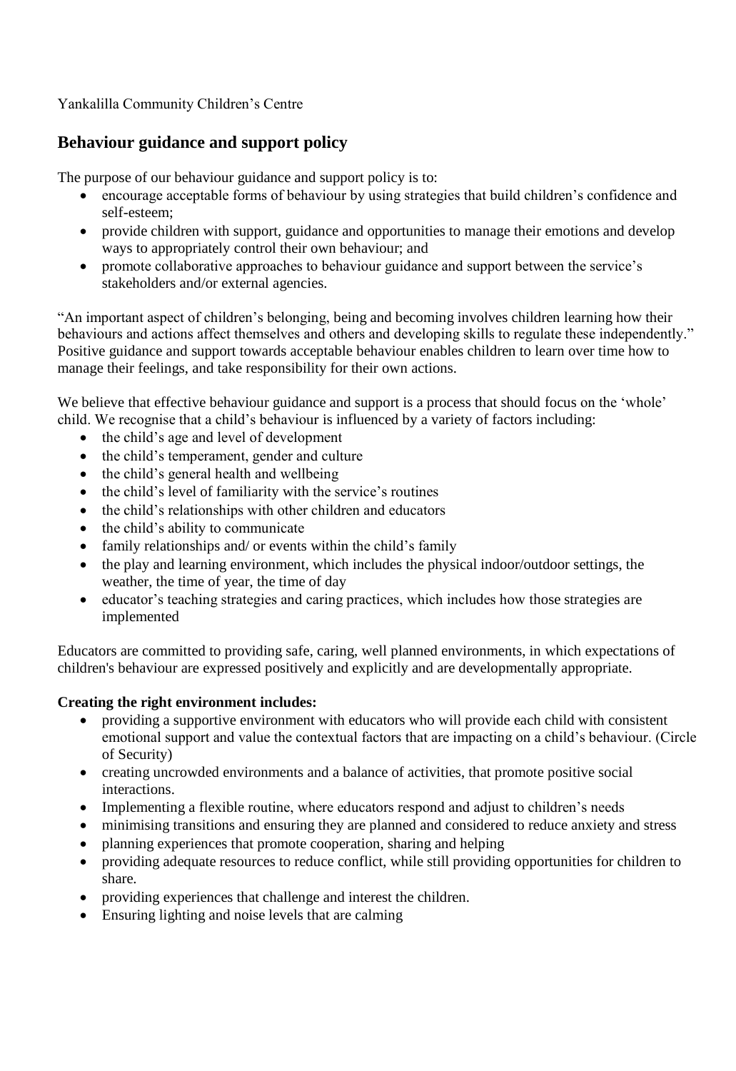Yankalilla Community Children's Centre

## Behaviour guidance and support policy

The purpose of our behaviour guidance and support policy is to:

- encourage acceptable forms of behaviour by using strategies that build children's confidence and self-esteem;
- provide children with support, guidance and opportunities to manage their emotions and develop ways to appropriately control their own behaviour; and
- promote collaborative approaches to behaviour guidance and support between the service's stakeholders and/or external agencies.

"An important aspect of children's belonging, being and becoming involves children learning how their behaviours and actions affect themselves and others and developing skills to regulate these independently." Positive guidance and support towards acceptable behaviour enables children to learn over time how to manage their feelings, and take responsibility for their own actions.

We believe that effective behaviour guidance and support is a process that should focus on the 'whole' child. We recognise that a child's behaviour is influenced by a variety of factors including:

- the child's age and level of development
- the child's temperament, gender and culture
- the child's general health and wellbeing
- the child's level of familiarity with the service's routines
- the child's relationships with other children and educators
- the child's ability to communicate
- family relationships and/ or events within the child's family
- the play and learning environment, which includes the physical indoor/outdoor settings, the weather, the time of year, the time of day
- educator's teaching strategies and caring practices, which includes how those strategies are implemented

Educators are committed to providing safe, caring, well planned environments, in which expectations of children's behaviour are expressed positively and explicitly and are developmentally appropriate.

**Creating the right environment includes:**

- providing a supportive environment with educators who will provide each child with consistent emotional support and value the contextual factors that are impacting on a child's behaviour. (Circle of Security)
- creating uncrowded environments and a balance of activities, that promote positive social interactions.
- Implementing a flexible routine, where educators respond and adjust to children's needs
- minimising transitions and ensuring they are planned and considered to reduce anxiety and stress
- planning experiences that promote cooperation, sharing and helping
- providing adequate resources to reduce conflict, while still providing opportunities for children to share.
- providing experiences that challenge and interest the children.
- Ensuring lighting and noise levels that are calming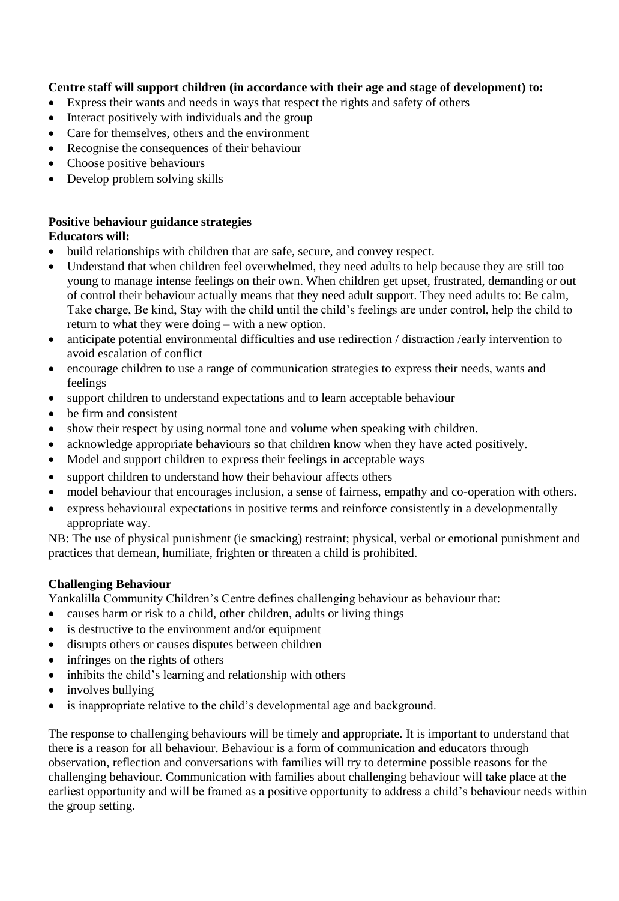**Centre staff will support children (in accordance with their age and stage of development) to:**

- Express their wants and needs in ways that respect the rights and safety of others
- Interact positively with individuals and the group
- Care for themselves, others and the environment
- Recognise the consequences of their behaviour
- Choose positive behaviours
- Develop problem solving skills

**Positive behaviour guidance strategies**

**Educators will:**

- build relationships with children that are safe, secure, and convey respect.
- Understand that when children feel overwhelmed, they need adults to help because they are still too young to manage intense feelings on their own. When children get upset, frustrated, demanding or out of control their behaviour actually means that they need adult support. They need adults to: Be calm, Take charge, Be kind, Stay with the child until the child's feelings are under control, help the child to return to what they were doing – with a new option.
- anticipate potential environmental difficulties and use redirection / distraction /early intervention to avoid escalation of conflict
- encourage children to use a range of communication strategies to express their needs, wants and feelings
- support children to understand expectations and to learn acceptable behaviour
- be firm and consistent
- show their respect by using normal tone and volume when speaking with children.
- acknowledge appropriate behaviours so that children know when they have acted positively.
- Model and support children to express their feelings in acceptable ways
- support children to understand how their behaviour affects others
- model behaviour that encourages inclusion, a sense of fairness, empathy and co-operation with others.
- express behavioural expectations in positive terms and reinforce consistently in a developmentally appropriate way.

NB: The use of physical punishment (ie smacking) restraint; physical, verbal or emotional punishment and practices that demean, humiliate, frighten or threaten a child is prohibited.

**Challenging Behaviour**

Yankalilla Community Children's Centre defines challenging behaviour as behaviour that:

- causes harm or risk to a child, other children, adults or living things
- is destructive to the environment and/or equipment
- disrupts others or causes disputes between children
- infringes on the rights of others
- inhibits the child's learning and relationship with others
- involves bullying
- is inappropriate relative to the child's developmental age and background.

The response to challenging behaviours will be timely and appropriate. It is important to understand that there is a reason for all behaviour. Behaviour is a form of communication and educators through observation, reflection and conversations with families will try to determine possible reasons for the challenging behaviour. Communication with families about challenging behaviour will take place at the earliest opportunity and will be framed as a positive opportunity to address a child's behaviour needs within the group setting.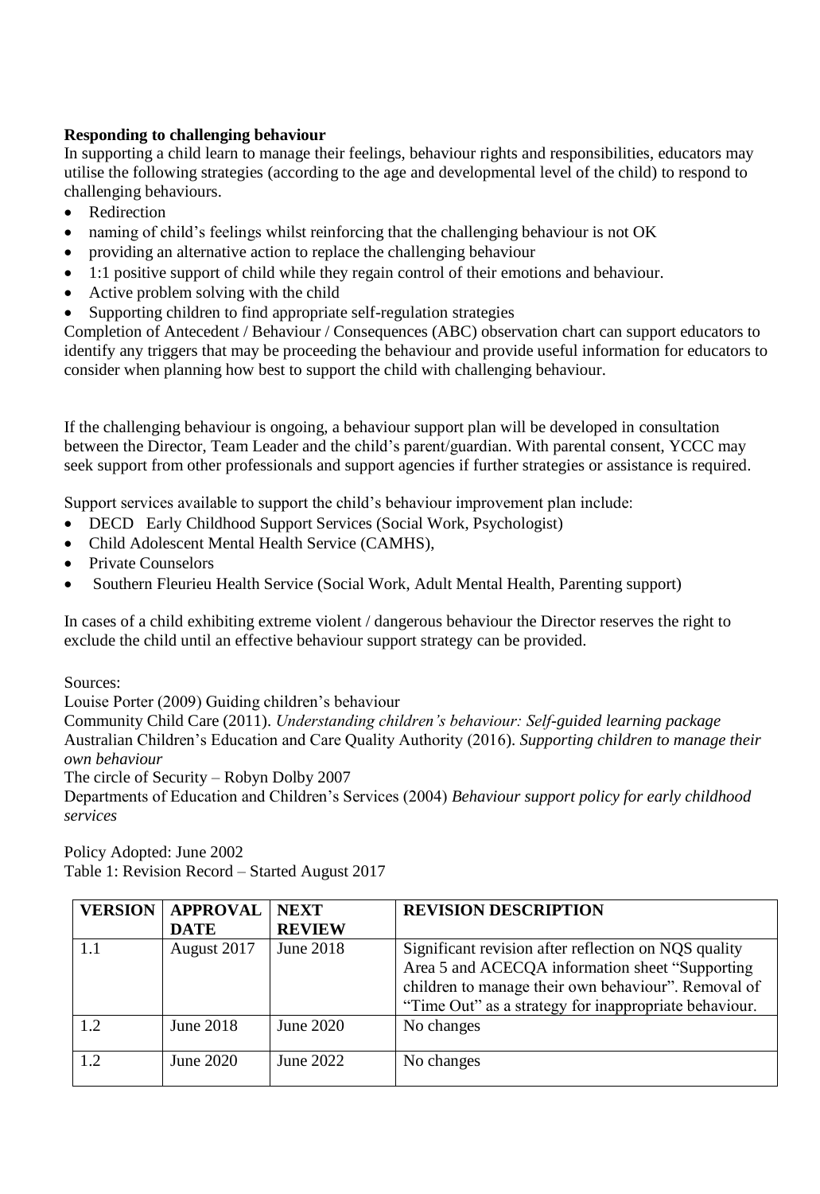**Responding to challenging behaviour**

In supporting a child learn to manage their feelings, behaviour rights and responsibilities, educators may utilise the following strategies (according to the age and developmental level of the child) to respond to challenging behaviours.

- Redirection
- naming of child's feelings whilst reinforcing that the challenging behaviour is not OK
- providing an alternative action to replace the challenging behaviour
- 1:1 positive support of child while they regain control of their emotions and behaviour.
- Active problem solving with the child
- Supporting children to find appropriate self-regulation strategies

Completion of Antecedent / Behaviour / Consequences (ABC) observation chart can support educators to identify any triggers that may be proceeding the behaviour and provide useful information for educators to consider when planning how best to support the child with challenging behaviour.

If the challenging behaviour is ongoing, a behaviour support plan will be developed in consultation between the Director, Team Leader and the child's parent/guardian. With parental consent, YCCC may seek support from other professionals and support agencies if further strategies or assistance is required.

Support services available to support the child's behaviour improvement plan include:

- DECD Early Childhood Support Services (Social Work, Psychologist)
- Child Adolescent Mental Health Service (CAMHS),
- Private Counselors
- Southern Fleurieu Health Service (Social Work, Adult Mental Health, Parenting support)

In cases of a child exhibiting extreme violent / dangerous behaviour the Director reserves the right to exclude the child until an effective behaviour support strategy can be provided.

Sources:
Louise Porter (2009) Guiding children's behaviour
Community Child Care (2011). *Understanding children's behaviour: Self-guided learning package*
Australian Children's Education and Care Quality Authority (2016). *Supporting children to manage their own behaviour*
The circle of Security – Robyn Dolby 2007
Departments of Education and Children's Services (2004) *Behaviour support policy for early childhood services*

Policy Adopted: June 2002
Table 1: Revision Record – Started August 2017

| VERSION | APPROVAL DATE | NEXT REVIEW | REVISION DESCRIPTION |
|---|---|---|---|
| 1.1 | August 2017 | June 2018 | Significant revision after reflection on NQS quality Area 5 and ACECQA information sheet "Supporting children to manage their own behaviour". Removal of "Time Out" as a strategy for inappropriate behaviour. |
| 1.2 | June 2018 | June 2020 | No changes |
| 1.2 | June 2020 | June 2022 | No changes |